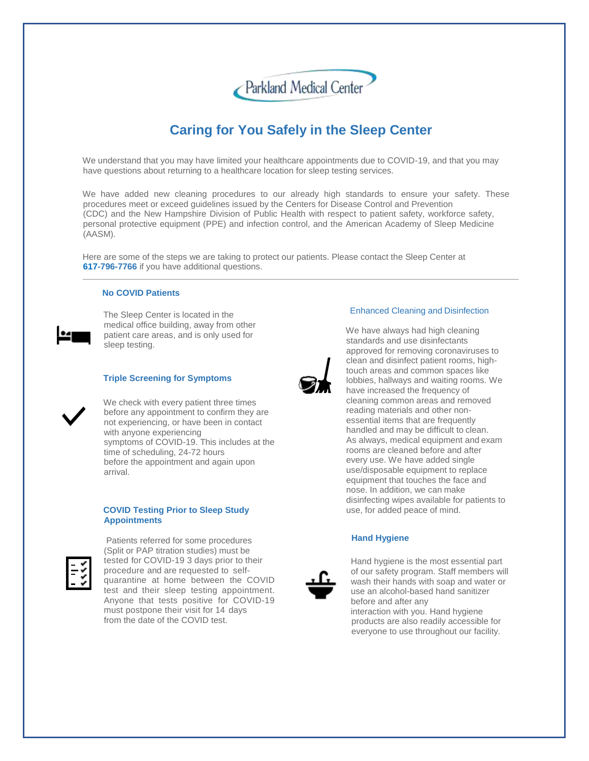Parkland Medical Center

# Caring for You Safely in the Sleep Center

We understand that you may have limited your healthcare appointments due to COVID-19, and that you may have questions about returning to a healthcare location for sleep testing services.

We have added new cleaning procedures to our already high standards to ensure your safety. These procedures meet or exceed guidelines issued by the Centers for Disease Control and Prevention (CDC) and the New Hampshire Division of Public Health with respect to patient safety, workforce safety, personal protective equipment (PPE) and infection control, and the American Academy of Sleep Medicine (AASM).

Here are some of the steps we are taking to protect our patients. Please contact the Sleep Center at **617-796-7766** if you have additional questions.

---

### No COVID Patients

The Sleep Center is located in the medical office building, away from other patient care areas, and is only used for sleep testing.

### Triple Screening for Symptoms

We check with every patient three times before any appointment to confirm they are not experiencing, or have been in contact with anyone experiencing symptoms of COVID-19. This includes at the time of scheduling, 24-72 hours before the appointment and again upon arrival.

### COVID Testing Prior to Sleep Study Appointments

Patients referred for some procedures (Split or PAP titration studies) must be tested for COVID-19 3 days prior to their procedure and are requested to self-quarantine at home between the COVID test and their sleep testing appointment. Anyone that tests positive for COVID-19 must postpone their visit for 14 days from the date of the COVID test.

### Enhanced Cleaning and Disinfection

We have always had high cleaning standards and use disinfectants approved for removing coronaviruses to clean and disinfect patient rooms, high-touch areas and common spaces like lobbies, hallways and waiting rooms. We have increased the frequency of cleaning common areas and removed reading materials and other non-essential items that are frequently handled and may be difficult to clean. As always, medical equipment and exam rooms are cleaned before and after every use. We have added single use/disposable equipment to replace equipment that touches the face and nose. In addition, we can make disinfecting wipes available for patients to use, for added peace of mind.

### Hand Hygiene

Hand hygiene is the most essential part of our safety program. Staff members will wash their hands with soap and water or use an alcohol-based hand sanitizer before and after any interaction with you. Hand hygiene products are also readily accessible for everyone to use throughout our facility.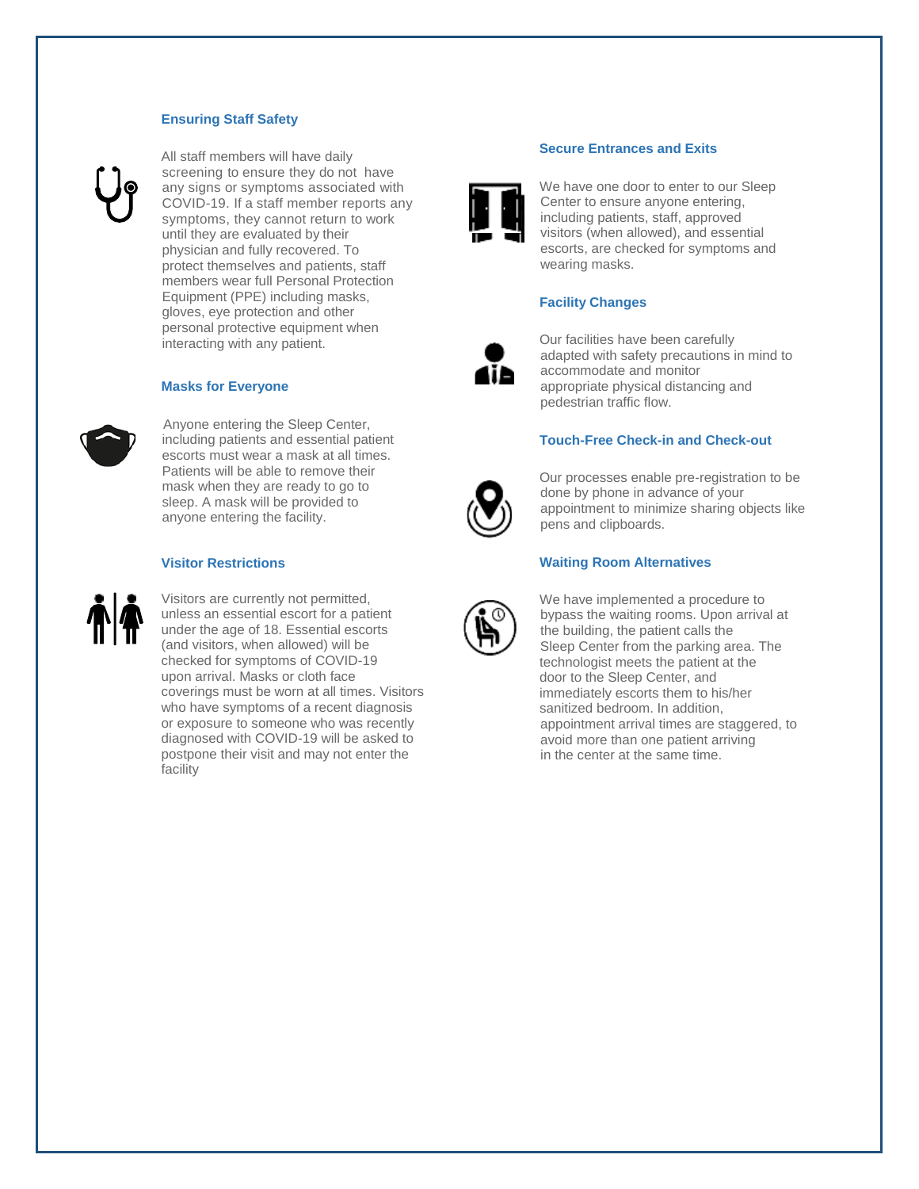## Ensuring Staff Safety

All staff members will have daily screening to ensure they do not have any signs or symptoms associated with COVID-19. If a staff member reports any symptoms, they cannot return to work until they are evaluated by their physician and fully recovered. To protect themselves and patients, staff members wear full Personal Protection Equipment (PPE) including masks, gloves, eye protection and other personal protective equipment when interacting with any patient.

## Masks for Everyone

Anyone entering the Sleep Center, including patients and essential patient escorts must wear a mask at all times. Patients will be able to remove their mask when they are ready to go to sleep. A mask will be provided to anyone entering the facility.

## Visitor Restrictions

Visitors are currently not permitted, unless an essential escort for a patient under the age of 18. Essential escorts (and visitors, when allowed) will be checked for symptoms of COVID-19 upon arrival. Masks or cloth face coverings must be worn at all times. Visitors who have symptoms of a recent diagnosis or exposure to someone who was recently diagnosed with COVID-19 will be asked to postpone their visit and may not enter the facility

## Secure Entrances and Exits

We have one door to enter to our Sleep Center to ensure anyone entering, including patients, staff, approved visitors (when allowed), and essential escorts, are checked for symptoms and wearing masks.

## Facility Changes

Our facilities have been carefully adapted with safety precautions in mind to accommodate and monitor appropriate physical distancing and pedestrian traffic flow.

## Touch-Free Check-in and Check-out

Our processes enable pre-registration to be done by phone in advance of your appointment to minimize sharing objects like pens and clipboards.

## Waiting Room Alternatives

We have implemented a procedure to bypass the waiting rooms. Upon arrival at the building, the patient calls the Sleep Center from the parking area. The technologist meets the patient at the door to the Sleep Center, and immediately escorts them to his/her sanitized bedroom. In addition, appointment arrival times are staggered, to avoid more than one patient arriving in the center at the same time.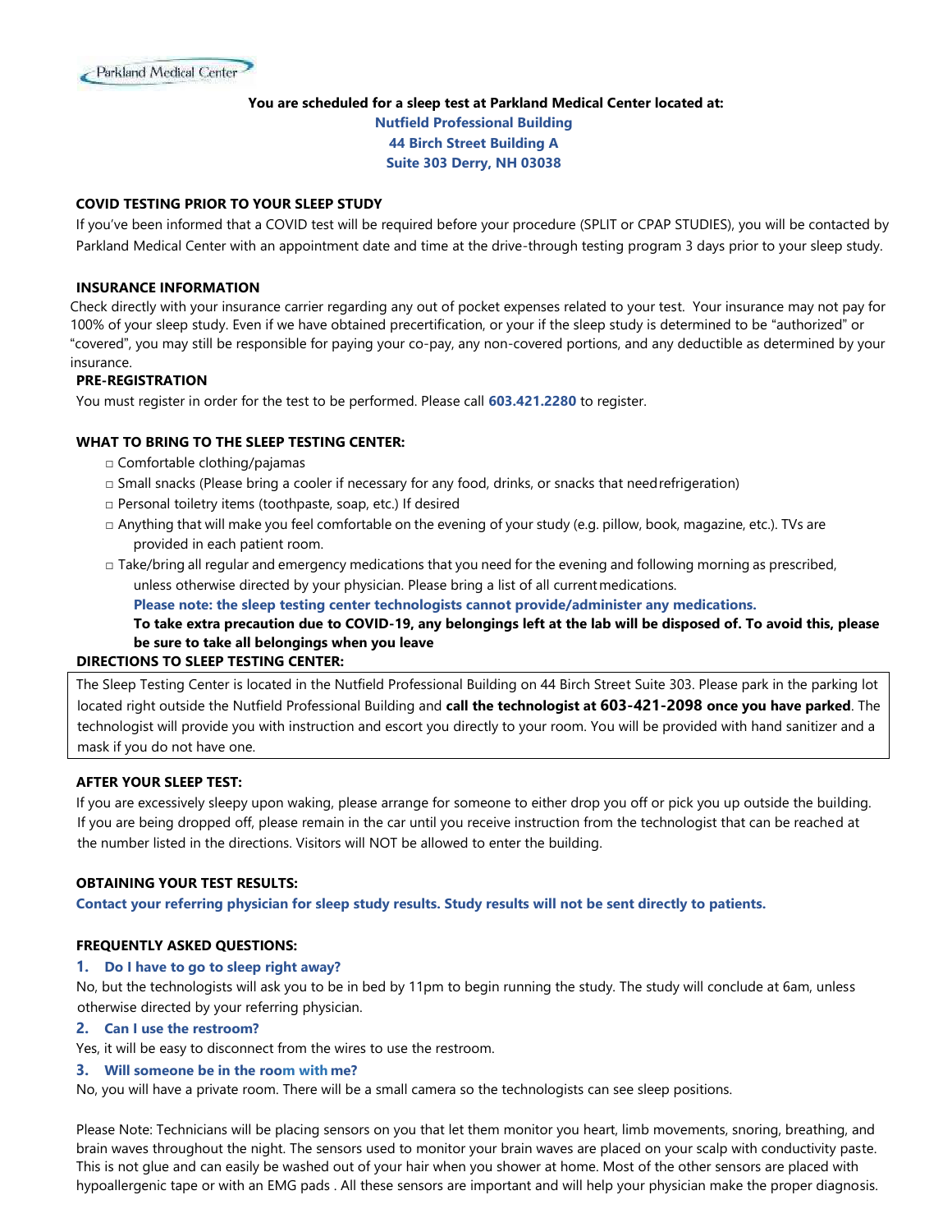Parkland Medical Center

**You are scheduled for a sleep test at Parkland Medical Center located at:**

**Nutfield Professional Building**
**44 Birch Street Building A**
**Suite 303 Derry, NH 03038**

### COVID TESTING PRIOR TO YOUR SLEEP STUDY

If you've been informed that a COVID test will be required before your procedure (SPLIT or CPAP STUDIES), you will be contacted by Parkland Medical Center with an appointment date and time at the drive-through testing program 3 days prior to your sleep study.

### INSURANCE INFORMATION

Check directly with your insurance carrier regarding any out of pocket expenses related to your test. Your insurance may not pay for 100% of your sleep study. Even if we have obtained precertification, or your if the sleep study is determined to be "authorized" or "covered", you may still be responsible for paying your co-pay, any non-covered portions, and any deductible as determined by your insurance.

### PRE-REGISTRATION

You must register in order for the test to be performed. Please call **603.421.2280** to register.

### WHAT TO BRING TO THE SLEEP TESTING CENTER:

- □ Comfortable clothing/pajamas
- □ Small snacks (Please bring a cooler if necessary for any food, drinks, or snacks that needrefrigeration)
- □ Personal toiletry items (toothpaste, soap, etc.) If desired
- □ Anything that will make you feel comfortable on the evening of your study (e.g. pillow, book, magazine, etc.). TVs are provided in each patient room.
- □ Take/bring all regular and emergency medications that you need for the evening and following morning as prescribed, unless otherwise directed by your physician. Please bring a list of all currentmedications.

  **Please note: the sleep testing center technologists cannot provide/administer any medications.**

  **To take extra precaution due to COVID-19, any belongings left at the lab will be disposed of. To avoid this, please be sure to take all belongings when you leave**

### DIRECTIONS TO SLEEP TESTING CENTER:

The Sleep Testing Center is located in the Nutfield Professional Building on 44 Birch Street Suite 303. Please park in the parking lot located right outside the Nutfield Professional Building and **call the technologist at 603-421-2098 once you have parked**. The technologist will provide you with instruction and escort you directly to your room. You will be provided with hand sanitizer and a mask if you do not have one.

### AFTER YOUR SLEEP TEST:

If you are excessively sleepy upon waking, please arrange for someone to either drop you off or pick you up outside the building. If you are being dropped off, please remain in the car until you receive instruction from the technologist that can be reached at the number listed in the directions. Visitors will NOT be allowed to enter the building.

### OBTAINING YOUR TEST RESULTS:

**Contact your referring physician for sleep study results. Study results will not be sent directly to patients.**

### FREQUENTLY ASKED QUESTIONS:

**1. Do I have to go to sleep right away?**

No, but the technologists will ask you to be in bed by 11pm to begin running the study. The study will conclude at 6am, unless otherwise directed by your referring physician.

**2. Can I use the restroom?**

Yes, it will be easy to disconnect from the wires to use the restroom.

**3. Will someone be in the room with me?**

No, you will have a private room. There will be a small camera so the technologists can see sleep positions.

Please Note: Technicians will be placing sensors on you that let them monitor you heart, limb movements, snoring, breathing, and brain waves throughout the night. The sensors used to monitor your brain waves are placed on your scalp with conductivity paste. This is not glue and can easily be washed out of your hair when you shower at home. Most of the other sensors are placed with hypoallergenic tape or with an EMG pads . All these sensors are important and will help your physician make the proper diagnosis.